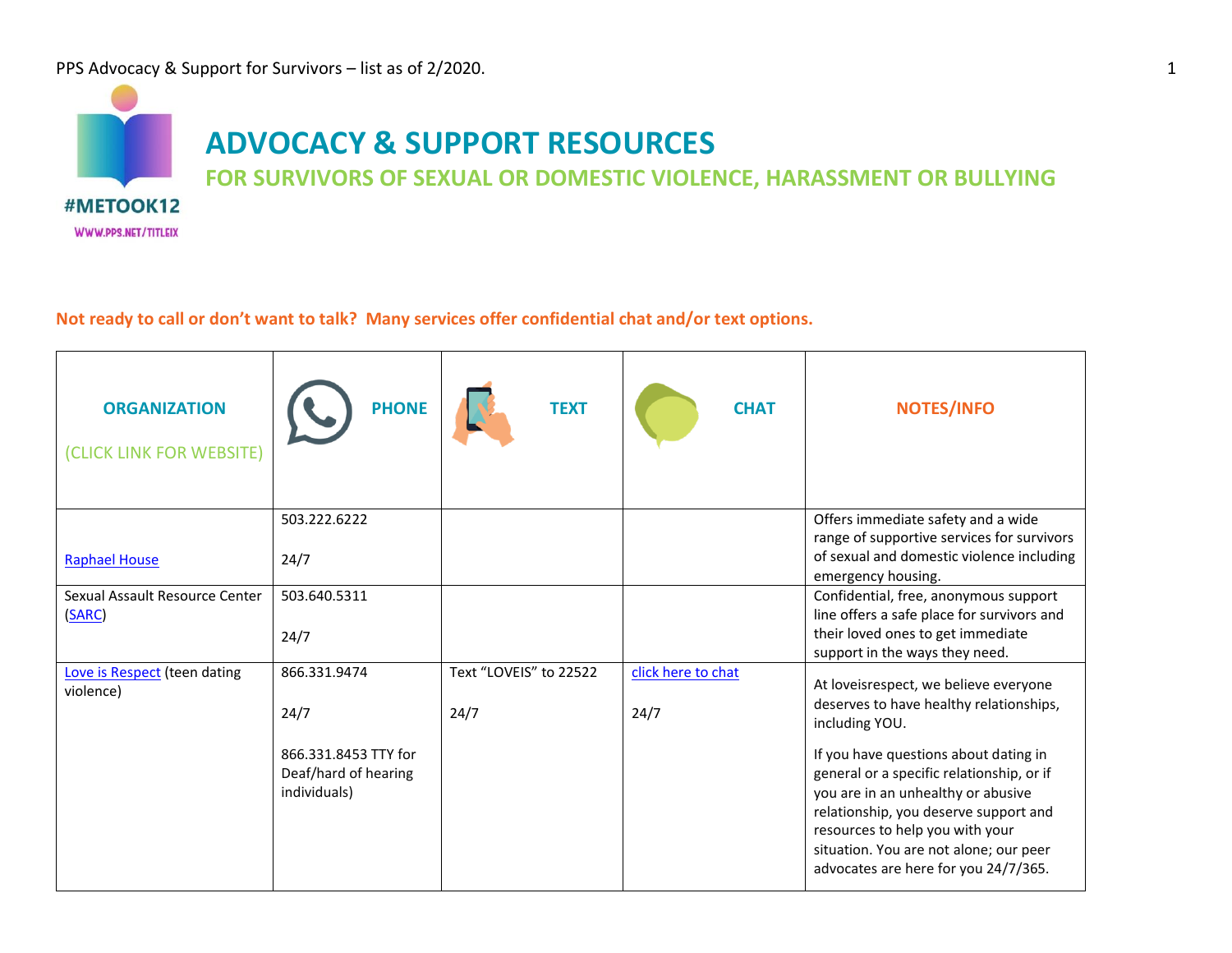#METOOK12

WWW.PPS.NET/TITLEIX

# ADVOCACY & SUPPORT RESOURCES

## FOR SURVIVORS OF SEXUAL OR DOMESTIC VIOLENCE, HARASSMENT OR BULLYING

**Not ready to call or don't want to talk? Many services offer confidential chat and/or text options.**

| ORGANIZATION (CLICK LINK FOR WEBSITE) | PHONE | TEXT | CHAT | NOTES/INFO |
|---|---|---|---|---|
| Raphael House | 503.222.6222<br><br>24/7 | | | Offers immediate safety and a wide range of supportive services for survivors of sexual and domestic violence including emergency housing. |
| Sexual Assault Resource Center (SARC) | 503.640.5311<br><br>24/7 | | | Confidential, free, anonymous support line offers a safe place for survivors and their loved ones to get immediate support in the ways they need. |
| Love is Respect (teen dating violence) | 866.331.9474<br><br>24/7<br><br>866.331.8453 TTY for Deaf/hard of hearing individuals) | Text "LOVEIS" to 22522<br><br>24/7 | click here to chat<br><br>24/7 | At loveisrespect, we believe everyone deserves to have healthy relationships, including YOU.<br><br>If you have questions about dating in general or a specific relationship, or if you are in an unhealthy or abusive relationship, you deserve support and resources to help you with your situation. You are not alone; our peer advocates are here for you 24/7/365. |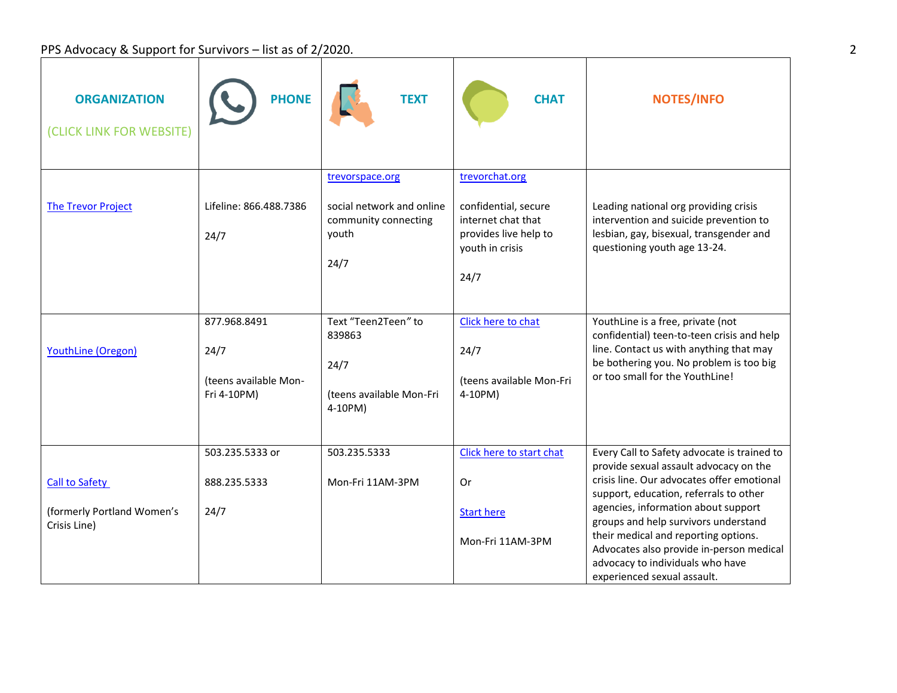PPS Advocacy & Support for Survivors – list as of 2/2020.

| ORGANIZATION (CLICK LINK FOR WEBSITE) | PHONE | TEXT | CHAT | NOTES/INFO |
|---|---|---|---|---|
| The Trevor Project | Lifeline: 866.488.7386<br><br>24/7 | trevorspace.org<br><br>social network and online community connecting youth<br><br>24/7 | trevorchat.org<br><br>confidential, secure internet chat that provides live help to youth in crisis<br><br>24/7 | Leading national org providing crisis intervention and suicide prevention to lesbian, gay, bisexual, transgender and questioning youth age 13-24. |
| YouthLine (Oregon) | 877.968.8491<br><br>24/7<br><br>(teens available Mon-Fri 4-10PM) | Text "Teen2Teen" to 839863<br><br>24/7<br><br>(teens available Mon-Fri 4-10PM) | Click here to chat<br><br>24/7<br><br>(teens available Mon-Fri 4-10PM) | YouthLine is a free, private (not confidential) teen-to-teen crisis and help line. Contact us with anything that may be bothering you. No problem is too big or too small for the YouthLine! |
| Call to Safety<br><br>(formerly Portland Women's Crisis Line) | 503.235.5333 or<br><br>888.235.5333<br><br>24/7 | 503.235.5333<br><br>Mon-Fri 11AM-3PM | Click here to start chat<br><br>Or<br><br>Start here<br><br>Mon-Fri 11AM-3PM | Every Call to Safety advocate is trained to provide sexual assault advocacy on the crisis line. Our advocates offer emotional support, education, referrals to other agencies, information about support groups and help survivors understand their medical and reporting options. Advocates also provide in-person medical advocacy to individuals who have experienced sexual assault. |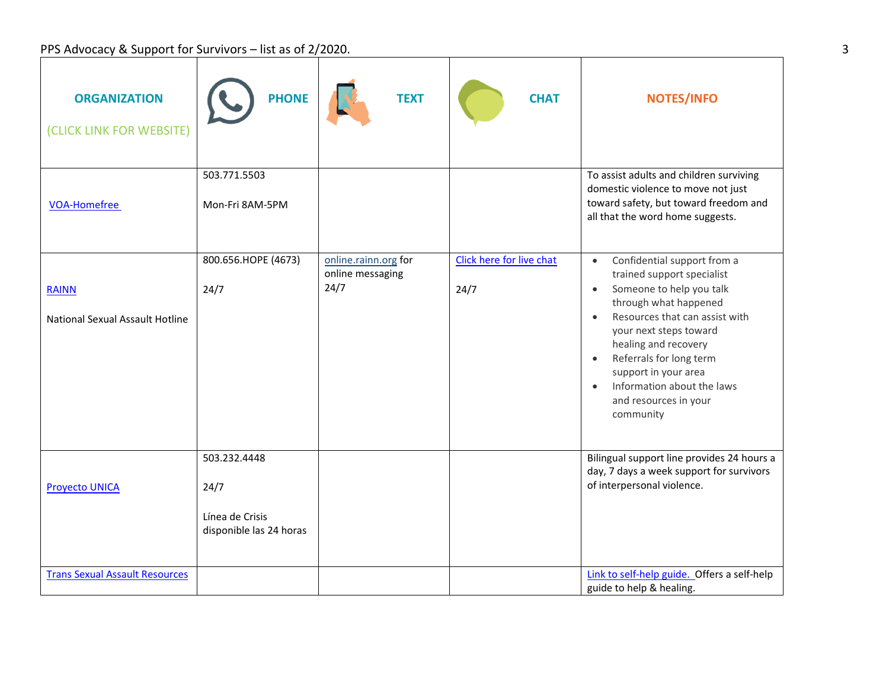PPS Advocacy & Support for Survivors – list as of 2/2020.

| ORGANIZATION (CLICK LINK FOR WEBSITE) | PHONE | TEXT | CHAT | NOTES/INFO |
|---|---|---|---|---|
| VOA-Homefree | 503.771.5503<br><br>Mon-Fri 8AM-5PM | | | To assist adults and children surviving domestic violence to move not just toward safety, but toward freedom and all that the word home suggests. |
| RAINN<br><br>National Sexual Assault Hotline | 800.656.HOPE (4673)<br><br>24/7 | online.rainn.org for online messaging<br>24/7 | Click here for live chat<br><br>24/7 | • Confidential support from a trained support specialist<br>• Someone to help you talk through what happened<br>• Resources that can assist with your next steps toward healing and recovery<br>• Referrals for long term support in your area<br>• Information about the laws and resources in your community |
| Proyecto UNICA | 503.232.4448<br><br>24/7<br><br>Línea de Crisis disponible las 24 horas | | | Bilingual support line provides 24 hours a day, 7 days a week support for survivors of interpersonal violence. |
| Trans Sexual Assault Resources | | | | Link to self-help guide. Offers a self-help guide to help & healing. |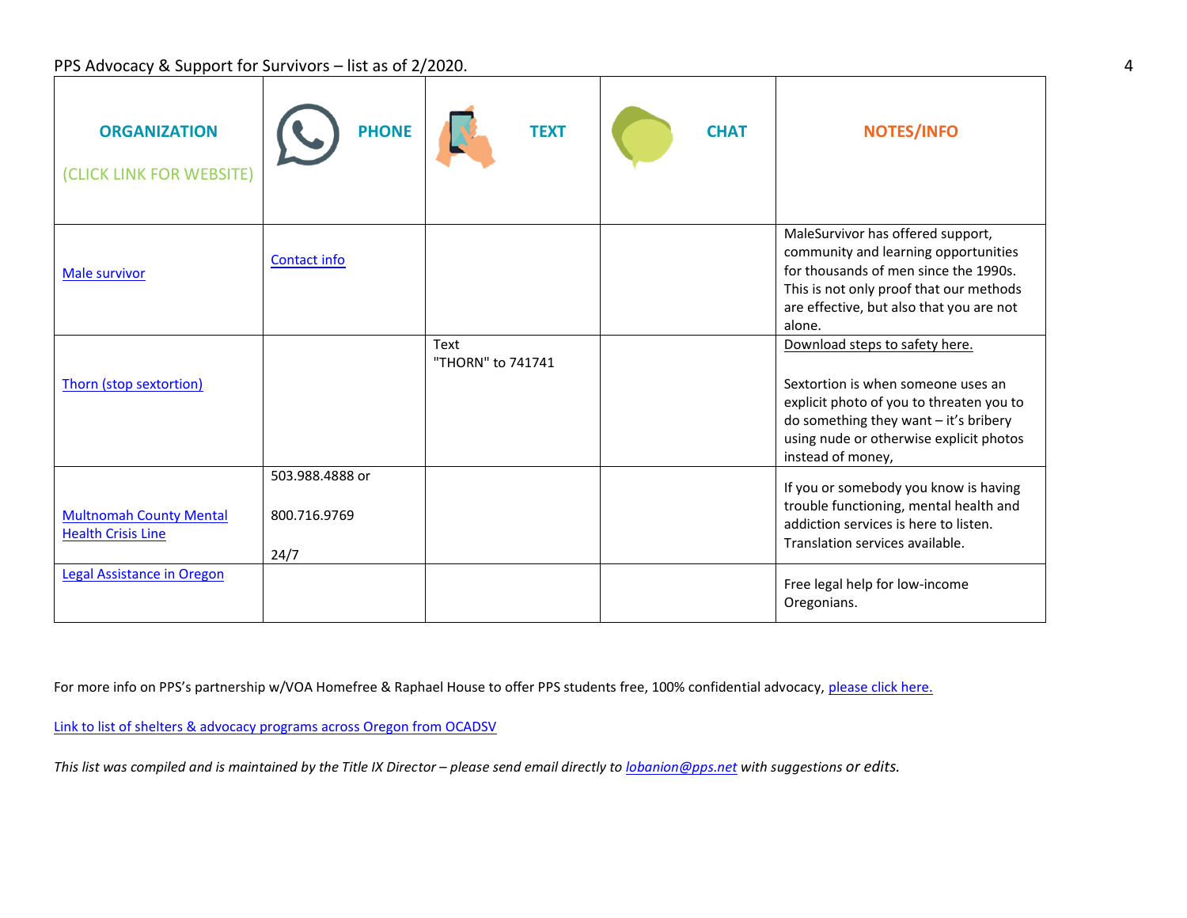| ORGANIZATION (CLICK LINK FOR WEBSITE) | PHONE | TEXT | CHAT | NOTES/INFO |
|---|---|---|---|---|
| Male survivor | Contact info | | | MaleSurvivor has offered support, community and learning opportunities for thousands of men since the 1990s. This is not only proof that our methods are effective, but also that you are not alone. |
| Thorn (stop sextortion) | | Text "THORN" to 741741 | | Download steps to safety here. Sextortion is when someone uses an explicit photo of you to threaten you to do something they want – it's bribery using nude or otherwise explicit photos instead of money, |
| Multnomah County Mental Health Crisis Line | 503.988.4888 or 800.716.9769 24/7 | | | If you or somebody you know is having trouble functioning, mental health and addiction services is here to listen. Translation services available. |
| Legal Assistance in Oregon | | | | Free legal help for low-income Oregonians. |

For more info on PPS's partnership w/VOA Homefree & Raphael House to offer PPS students free, 100% confidential advocacy, please click here.

Link to list of shelters & advocacy programs across Oregon from OCADSV

*This list was compiled and is maintained by the Title IX Director – please send email directly to lobanion@pps.net with suggestions or edits.*